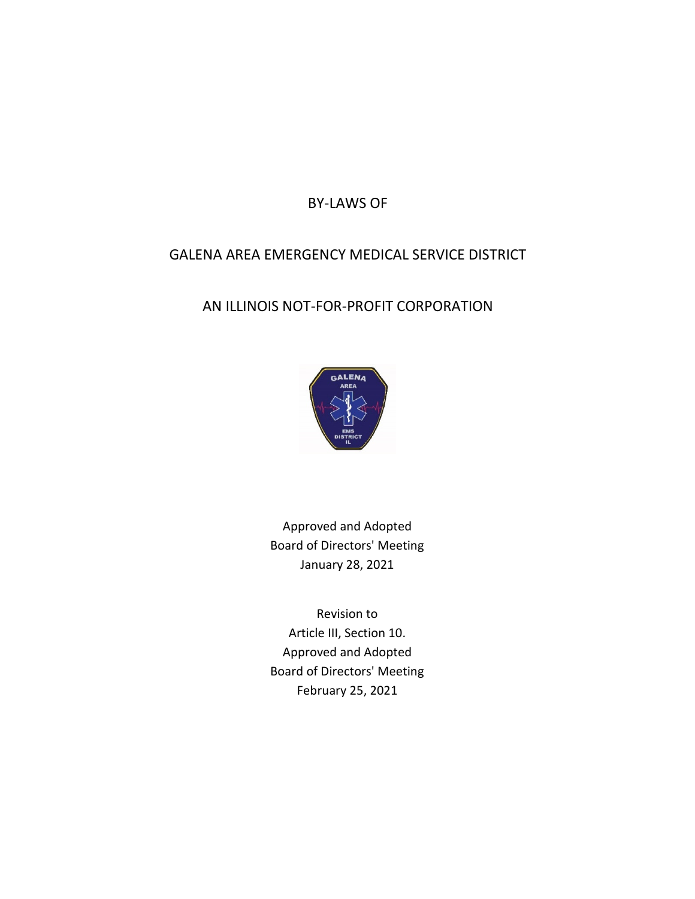# BY-LAWS OF

# GALENA AREA EMERGENCY MEDICAL SERVICE DISTRICT

# AN ILLINOIS NOT-FOR-PROFIT CORPORATION

Approved and Adopted
Board of Directors' Meeting
January 28, 2021

Revision to
Article III, Section 10.
Approved and Adopted
Board of Directors' Meeting
February 25, 2021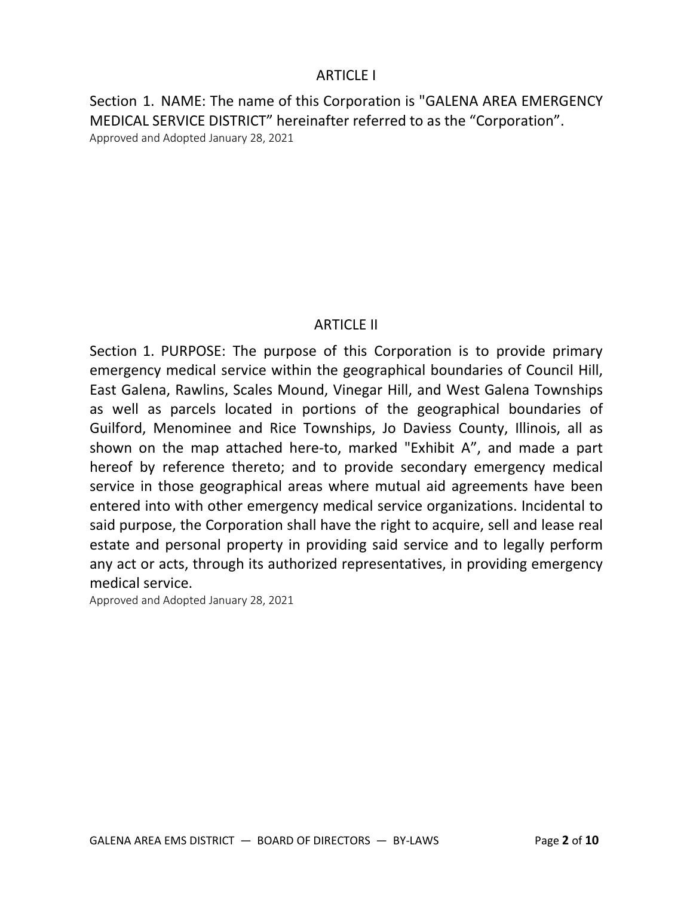## ARTICLE I

Section 1. NAME: The name of this Corporation is "GALENA AREA EMERGENCY MEDICAL SERVICE DISTRICT" hereinafter referred to as the "Corporation".

Approved and Adopted January 28, 2021

## ARTICLE II

Section 1. PURPOSE: The purpose of this Corporation is to provide primary emergency medical service within the geographical boundaries of Council Hill, East Galena, Rawlins, Scales Mound, Vinegar Hill, and West Galena Townships as well as parcels located in portions of the geographical boundaries of Guilford, Menominee and Rice Townships, Jo Daviess County, Illinois, all as shown on the map attached here-to, marked "Exhibit A", and made a part hereof by reference thereto; and to provide secondary emergency medical service in those geographical areas where mutual aid agreements have been entered into with other emergency medical service organizations. Incidental to said purpose, the Corporation shall have the right to acquire, sell and lease real estate and personal property in providing said service and to legally perform any act or acts, through its authorized representatives, in providing emergency medical service.

Approved and Adopted January 28, 2021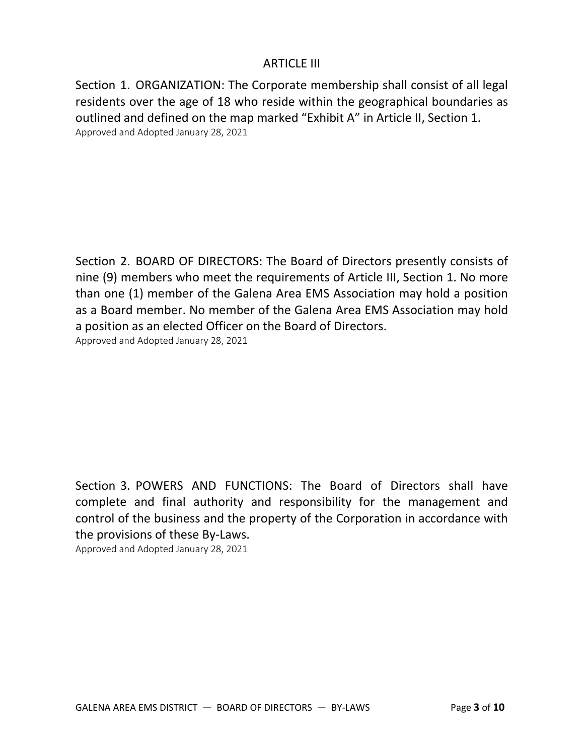## ARTICLE III

Section 1. ORGANIZATION: The Corporate membership shall consist of all legal residents over the age of 18 who reside within the geographical boundaries as outlined and defined on the map marked "Exhibit A" in Article II, Section 1.
Approved and Adopted January 28, 2021

Section 2. BOARD OF DIRECTORS: The Board of Directors presently consists of nine (9) members who meet the requirements of Article III, Section 1. No more than one (1) member of the Galena Area EMS Association may hold a position as a Board member. No member of the Galena Area EMS Association may hold a position as an elected Officer on the Board of Directors.
Approved and Adopted January 28, 2021

Section 3. POWERS AND FUNCTIONS: The Board of Directors shall have complete and final authority and responsibility for the management and control of the business and the property of the Corporation in accordance with the provisions of these By-Laws.
Approved and Adopted January 28, 2021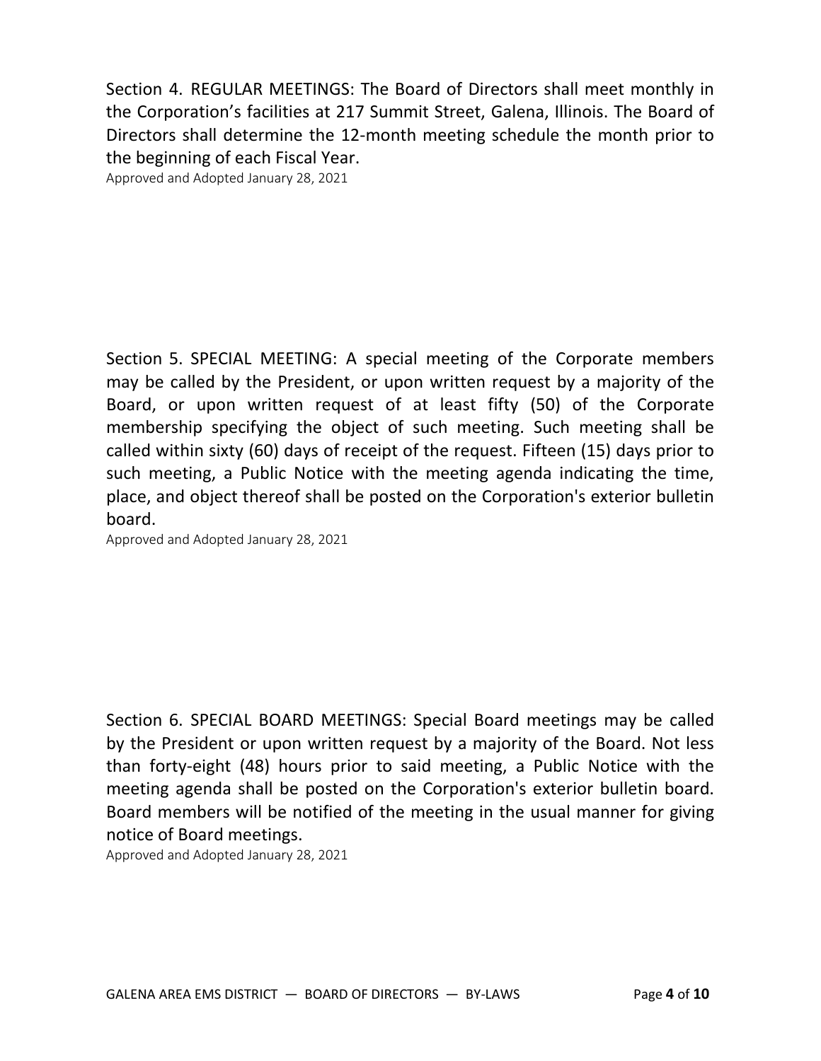Section 4. REGULAR MEETINGS: The Board of Directors shall meet monthly in the Corporation's facilities at 217 Summit Street, Galena, Illinois. The Board of Directors shall determine the 12-month meeting schedule the month prior to the beginning of each Fiscal Year.

Approved and Adopted January 28, 2021

Section 5. SPECIAL MEETING: A special meeting of the Corporate members may be called by the President, or upon written request by a majority of the Board, or upon written request of at least fifty (50) of the Corporate membership specifying the object of such meeting. Such meeting shall be called within sixty (60) days of receipt of the request. Fifteen (15) days prior to such meeting, a Public Notice with the meeting agenda indicating the time, place, and object thereof shall be posted on the Corporation's exterior bulletin board.

Approved and Adopted January 28, 2021

Section 6. SPECIAL BOARD MEETINGS: Special Board meetings may be called by the President or upon written request by a majority of the Board. Not less than forty-eight (48) hours prior to said meeting, a Public Notice with the meeting agenda shall be posted on the Corporation's exterior bulletin board. Board members will be notified of the meeting in the usual manner for giving notice of Board meetings.

Approved and Adopted January 28, 2021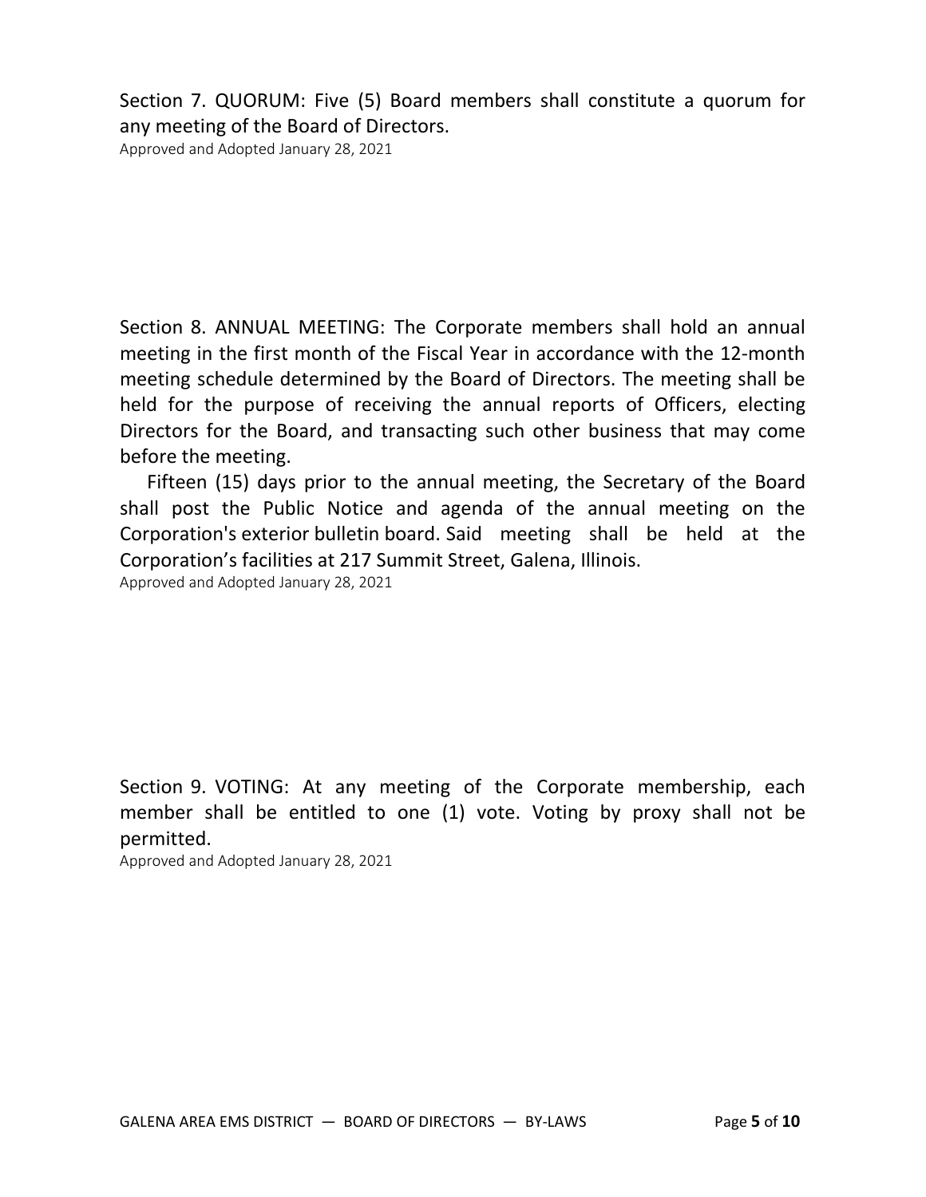Section 7. QUORUM: Five (5) Board members shall constitute a quorum for any meeting of the Board of Directors.

Approved and Adopted January 28, 2021

Section 8. ANNUAL MEETING: The Corporate members shall hold an annual meeting in the first month of the Fiscal Year in accordance with the 12-month meeting schedule determined by the Board of Directors. The meeting shall be held for the purpose of receiving the annual reports of Officers, electing Directors for the Board, and transacting such other business that may come before the meeting.

Fifteen (15) days prior to the annual meeting, the Secretary of the Board shall post the Public Notice and agenda of the annual meeting on the Corporation's exterior bulletin board. Said meeting shall be held at the Corporation's facilities at 217 Summit Street, Galena, Illinois.

Approved and Adopted January 28, 2021

Section 9. VOTING: At any meeting of the Corporate membership, each member shall be entitled to one (1) vote. Voting by proxy shall not be permitted.

Approved and Adopted January 28, 2021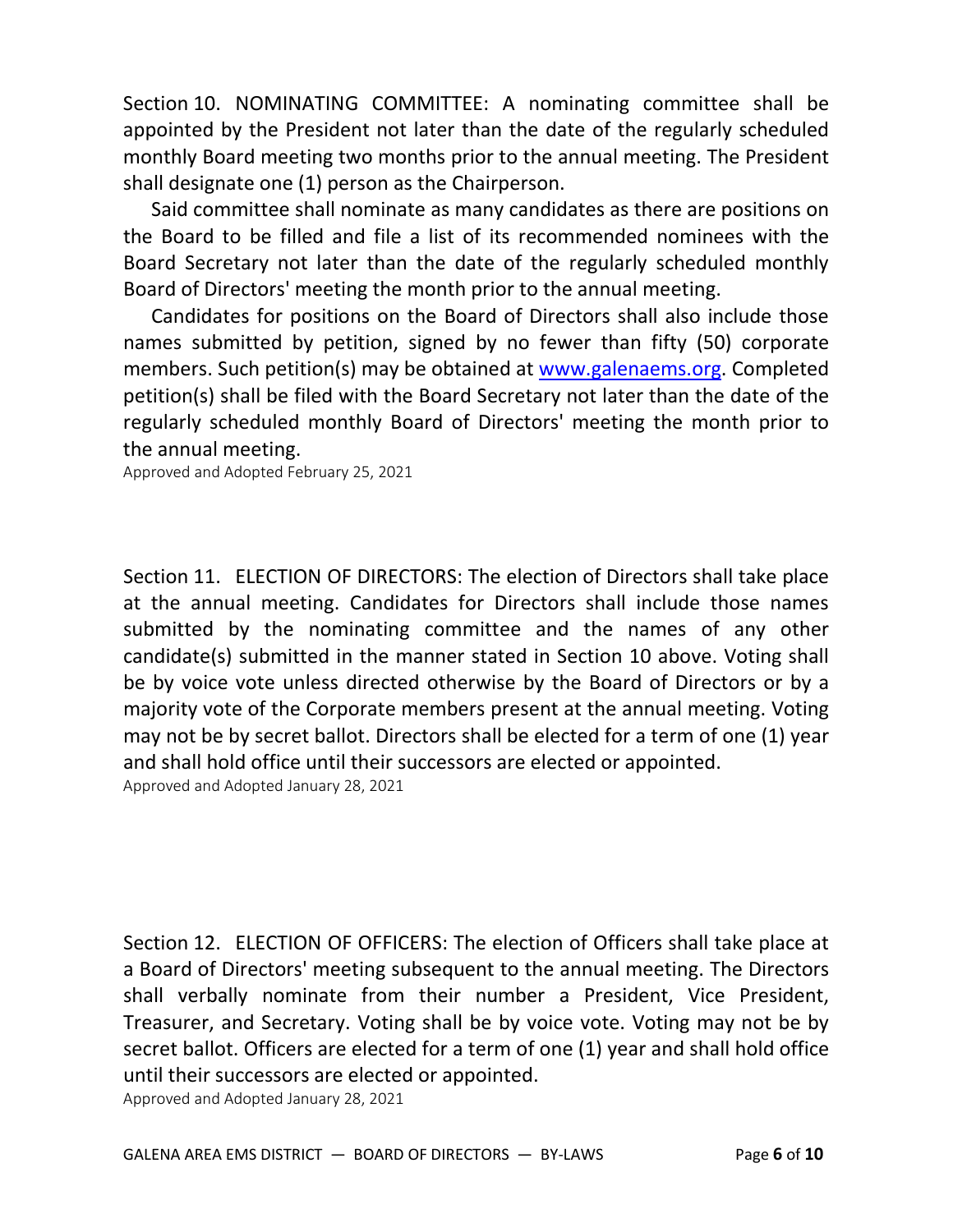Section 10. NOMINATING COMMITTEE: A nominating committee shall be appointed by the President not later than the date of the regularly scheduled monthly Board meeting two months prior to the annual meeting. The President shall designate one (1) person as the Chairperson.

Said committee shall nominate as many candidates as there are positions on the Board to be filled and file a list of its recommended nominees with the Board Secretary not later than the date of the regularly scheduled monthly Board of Directors' meeting the month prior to the annual meeting.

Candidates for positions on the Board of Directors shall also include those names submitted by petition, signed by no fewer than fifty (50) corporate members. Such petition(s) may be obtained at [www.galenaems.org](http://www.galenaems.org). Completed petition(s) shall be filed with the Board Secretary not later than the date of the regularly scheduled monthly Board of Directors' meeting the month prior to the annual meeting.

Approved and Adopted February 25, 2021

Section 11. ELECTION OF DIRECTORS: The election of Directors shall take place at the annual meeting. Candidates for Directors shall include those names submitted by the nominating committee and the names of any other candidate(s) submitted in the manner stated in Section 10 above. Voting shall be by voice vote unless directed otherwise by the Board of Directors or by a majority vote of the Corporate members present at the annual meeting. Voting may not be by secret ballot. Directors shall be elected for a term of one (1) year and shall hold office until their successors are elected or appointed.

Approved and Adopted January 28, 2021

Section 12. ELECTION OF OFFICERS: The election of Officers shall take place at a Board of Directors' meeting subsequent to the annual meeting. The Directors shall verbally nominate from their number a President, Vice President, Treasurer, and Secretary. Voting shall be by voice vote. Voting may not be by secret ballot. Officers are elected for a term of one (1) year and shall hold office until their successors are elected or appointed.

Approved and Adopted January 28, 2021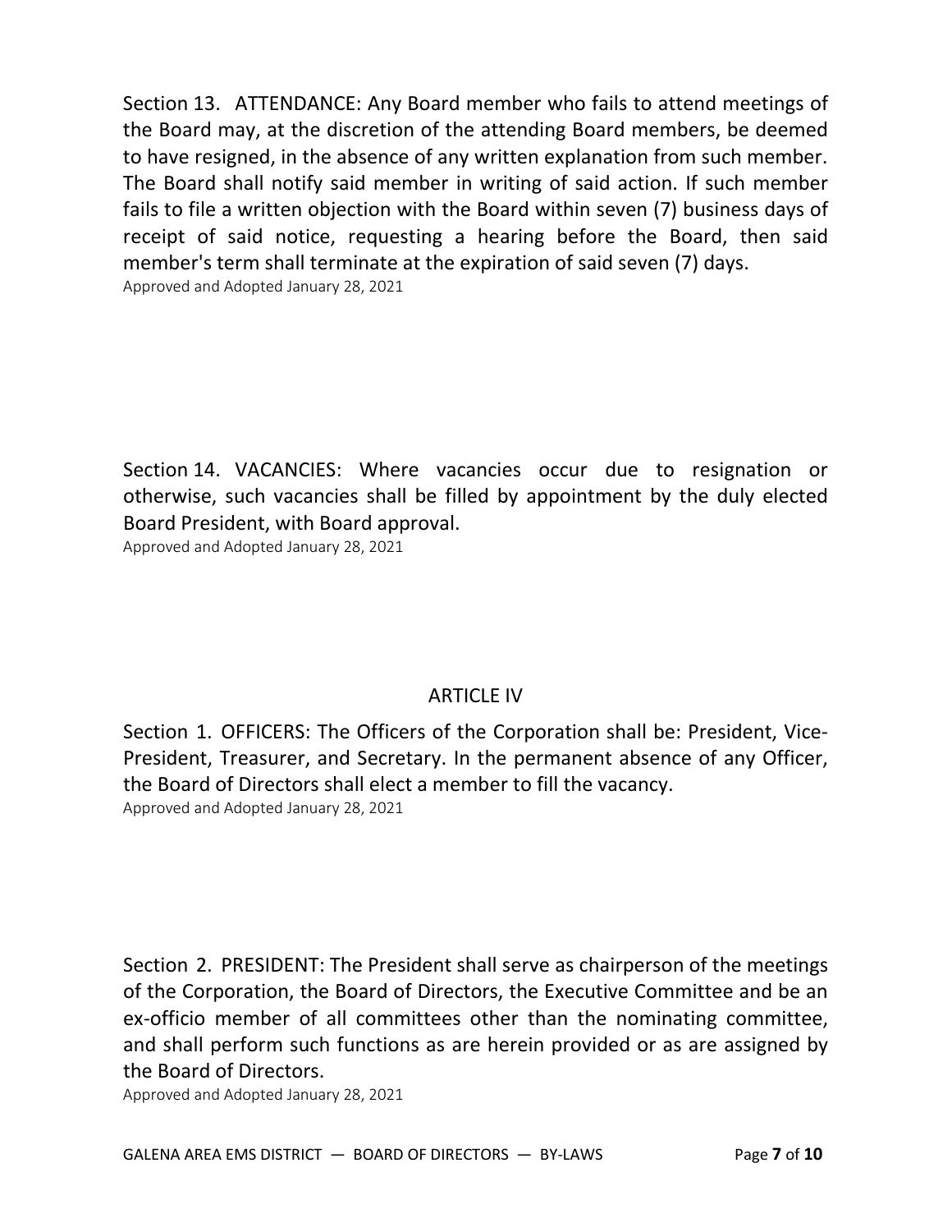Section 13. ATTENDANCE: Any Board member who fails to attend meetings of the Board may, at the discretion of the attending Board members, be deemed to have resigned, in the absence of any written explanation from such member. The Board shall notify said member in writing of said action. If such member fails to file a written objection with the Board within seven (7) business days of receipt of said notice, requesting a hearing before the Board, then said member's term shall terminate at the expiration of said seven (7) days.
Approved and Adopted January 28, 2021

Section 14. VACANCIES: Where vacancies occur due to resignation or otherwise, such vacancies shall be filled by appointment by the duly elected Board President, with Board approval.
Approved and Adopted January 28, 2021

## ARTICLE IV

Section 1. OFFICERS: The Officers of the Corporation shall be: President, Vice-President, Treasurer, and Secretary. In the permanent absence of any Officer, the Board of Directors shall elect a member to fill the vacancy.
Approved and Adopted January 28, 2021

Section 2. PRESIDENT: The President shall serve as chairperson of the meetings of the Corporation, the Board of Directors, the Executive Committee and be an ex-officio member of all committees other than the nominating committee, and shall perform such functions as are herein provided or as are assigned by the Board of Directors.
Approved and Adopted January 28, 2021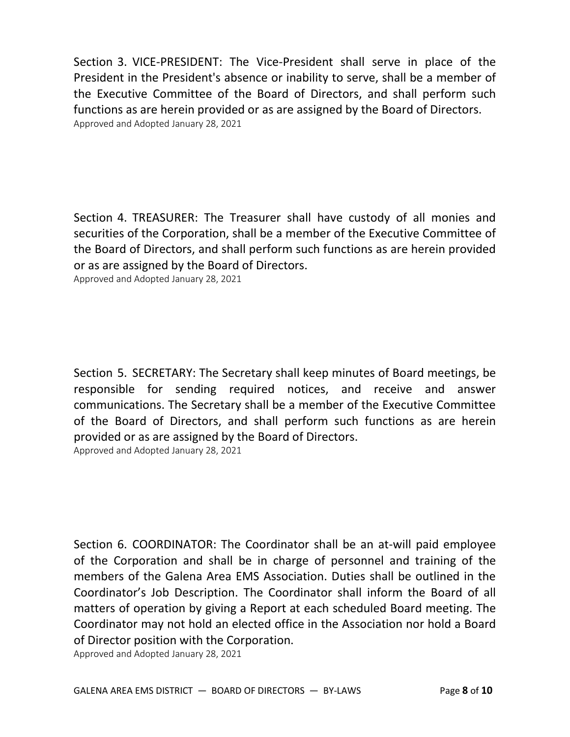Section 3. VICE-PRESIDENT: The Vice-President shall serve in place of the President in the President's absence or inability to serve, shall be a member of the Executive Committee of the Board of Directors, and shall perform such functions as are herein provided or as are assigned by the Board of Directors.
Approved and Adopted January 28, 2021

Section 4. TREASURER: The Treasurer shall have custody of all monies and securities of the Corporation, shall be a member of the Executive Committee of the Board of Directors, and shall perform such functions as are herein provided or as are assigned by the Board of Directors.
Approved and Adopted January 28, 2021

Section 5. SECRETARY: The Secretary shall keep minutes of Board meetings, be responsible for sending required notices, and receive and answer communications. The Secretary shall be a member of the Executive Committee of the Board of Directors, and shall perform such functions as are herein provided or as are assigned by the Board of Directors.
Approved and Adopted January 28, 2021

Section 6. COORDINATOR: The Coordinator shall be an at-will paid employee of the Corporation and shall be in charge of personnel and training of the members of the Galena Area EMS Association. Duties shall be outlined in the Coordinator's Job Description. The Coordinator shall inform the Board of all matters of operation by giving a Report at each scheduled Board meeting. The Coordinator may not hold an elected office in the Association nor hold a Board of Director position with the Corporation.
Approved and Adopted January 28, 2021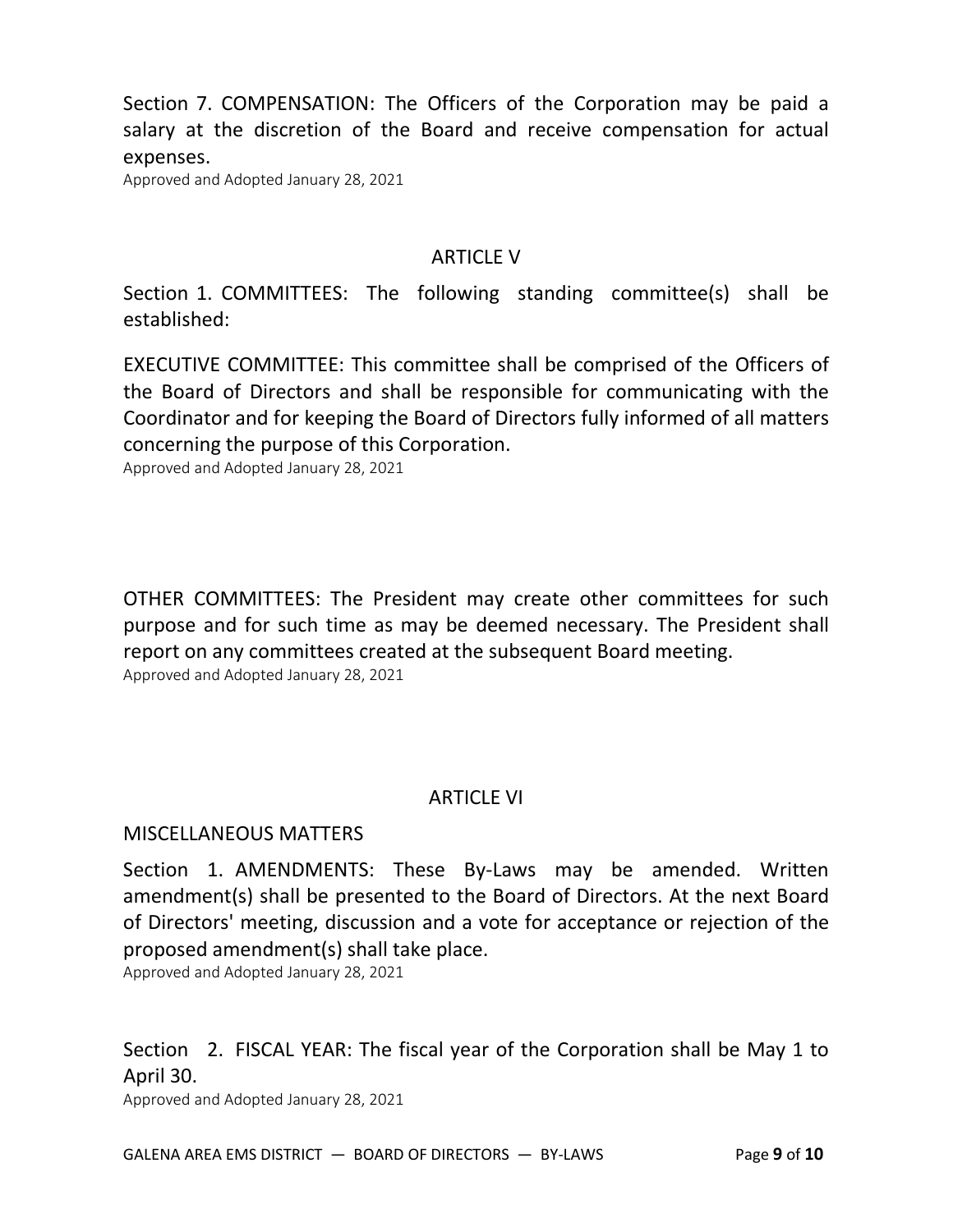Section 7. COMPENSATION: The Officers of the Corporation may be paid a salary at the discretion of the Board and receive compensation for actual expenses.

Approved and Adopted January 28, 2021

## ARTICLE V

Section 1. COMMITTEES: The following standing committee(s) shall be established:

EXECUTIVE COMMITTEE: This committee shall be comprised of the Officers of the Board of Directors and shall be responsible for communicating with the Coordinator and for keeping the Board of Directors fully informed of all matters concerning the purpose of this Corporation.

Approved and Adopted January 28, 2021

OTHER COMMITTEES: The President may create other committees for such purpose and for such time as may be deemed necessary. The President shall report on any committees created at the subsequent Board meeting.

Approved and Adopted January 28, 2021

## ARTICLE VI

MISCELLANEOUS MATTERS

Section 1. AMENDMENTS: These By-Laws may be amended. Written amendment(s) shall be presented to the Board of Directors. At the next Board of Directors' meeting, discussion and a vote for acceptance or rejection of the proposed amendment(s) shall take place.

Approved and Adopted January 28, 2021

Section 2. FISCAL YEAR: The fiscal year of the Corporation shall be May 1 to April 30.

Approved and Adopted January 28, 2021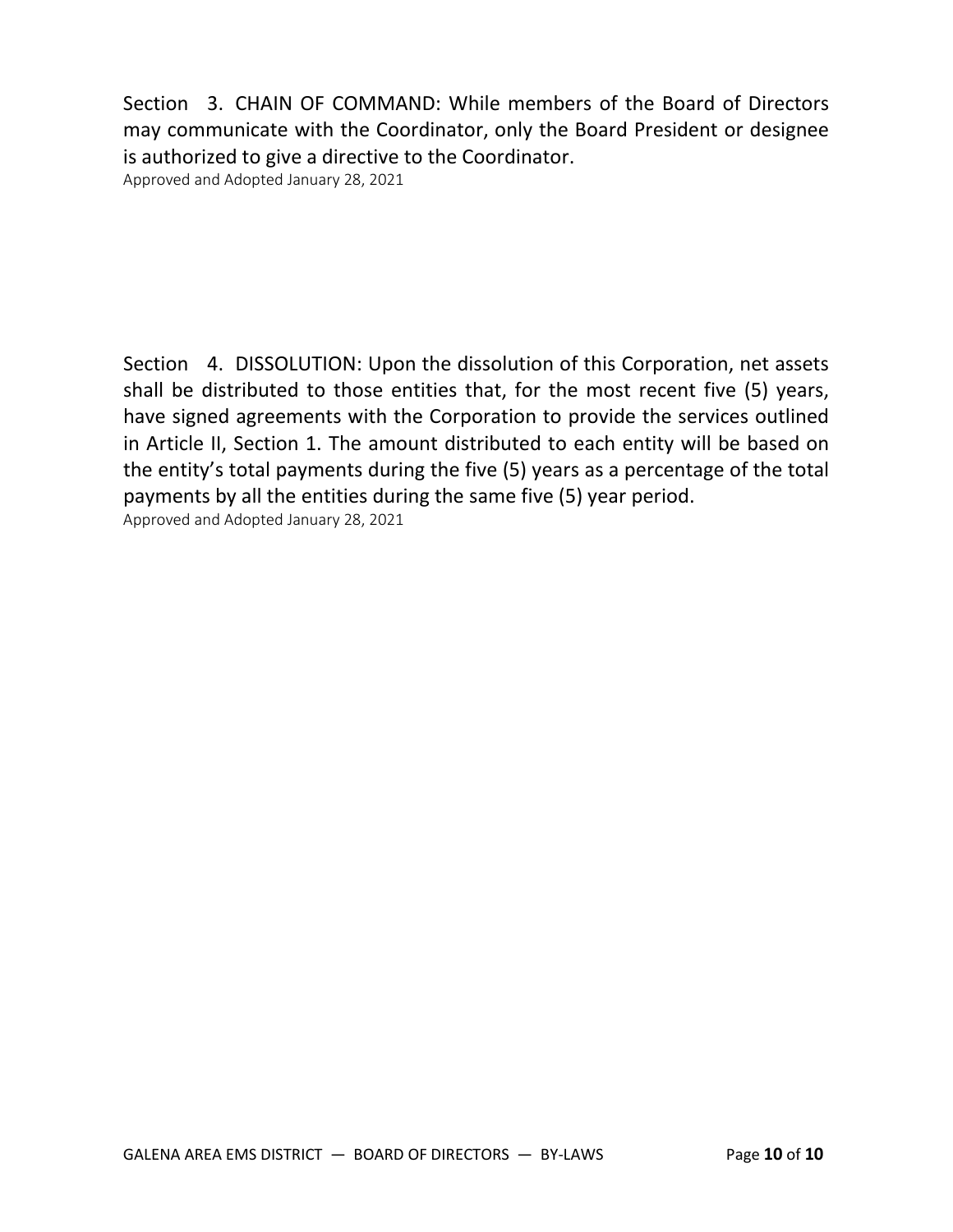Section 3. CHAIN OF COMMAND: While members of the Board of Directors may communicate with the Coordinator, only the Board President or designee is authorized to give a directive to the Coordinator.

Approved and Adopted January 28, 2021

Section 4. DISSOLUTION: Upon the dissolution of this Corporation, net assets shall be distributed to those entities that, for the most recent five (5) years, have signed agreements with the Corporation to provide the services outlined in Article II, Section 1. The amount distributed to each entity will be based on the entity's total payments during the five (5) years as a percentage of the total payments by all the entities during the same five (5) year period.

Approved and Adopted January 28, 2021